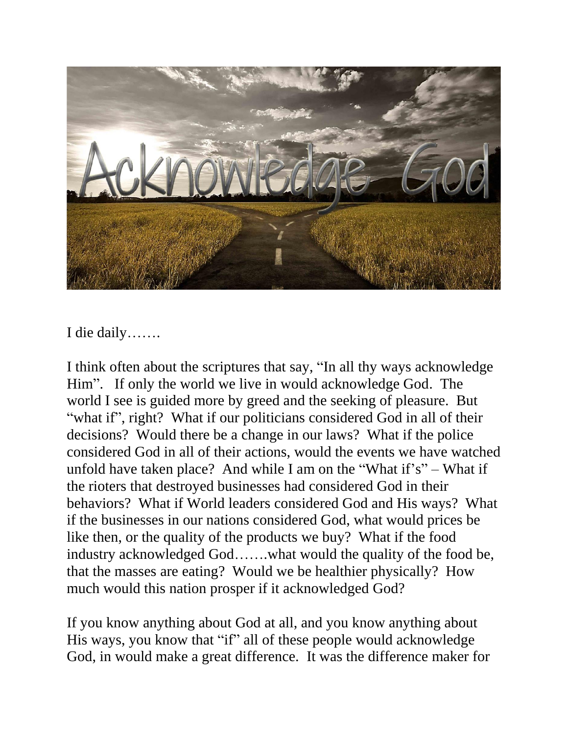I die daily…….

I think often about the scriptures that say, "In all thy ways acknowledge Him". If only the world we live in would acknowledge God. The world I see is guided more by greed and the seeking of pleasure. But "what if", right? What if our politicians considered God in all of their decisions? Would there be a change in our laws? What if the police considered God in all of their actions, would the events we have watched unfold have taken place? And while I am on the "What if's" – What if the rioters that destroyed businesses had considered God in their behaviors? What if World leaders considered God and His ways? What if the businesses in our nations considered God, what would prices be like then, or the quality of the products we buy? What if the food industry acknowledged God…….what would the quality of the food be, that the masses are eating? Would we be healthier physically? How much would this nation prosper if it acknowledged God?

If you know anything about God at all, and you know anything about His ways, you know that "if" all of these people would acknowledge God, in would make a great difference. It was the difference maker for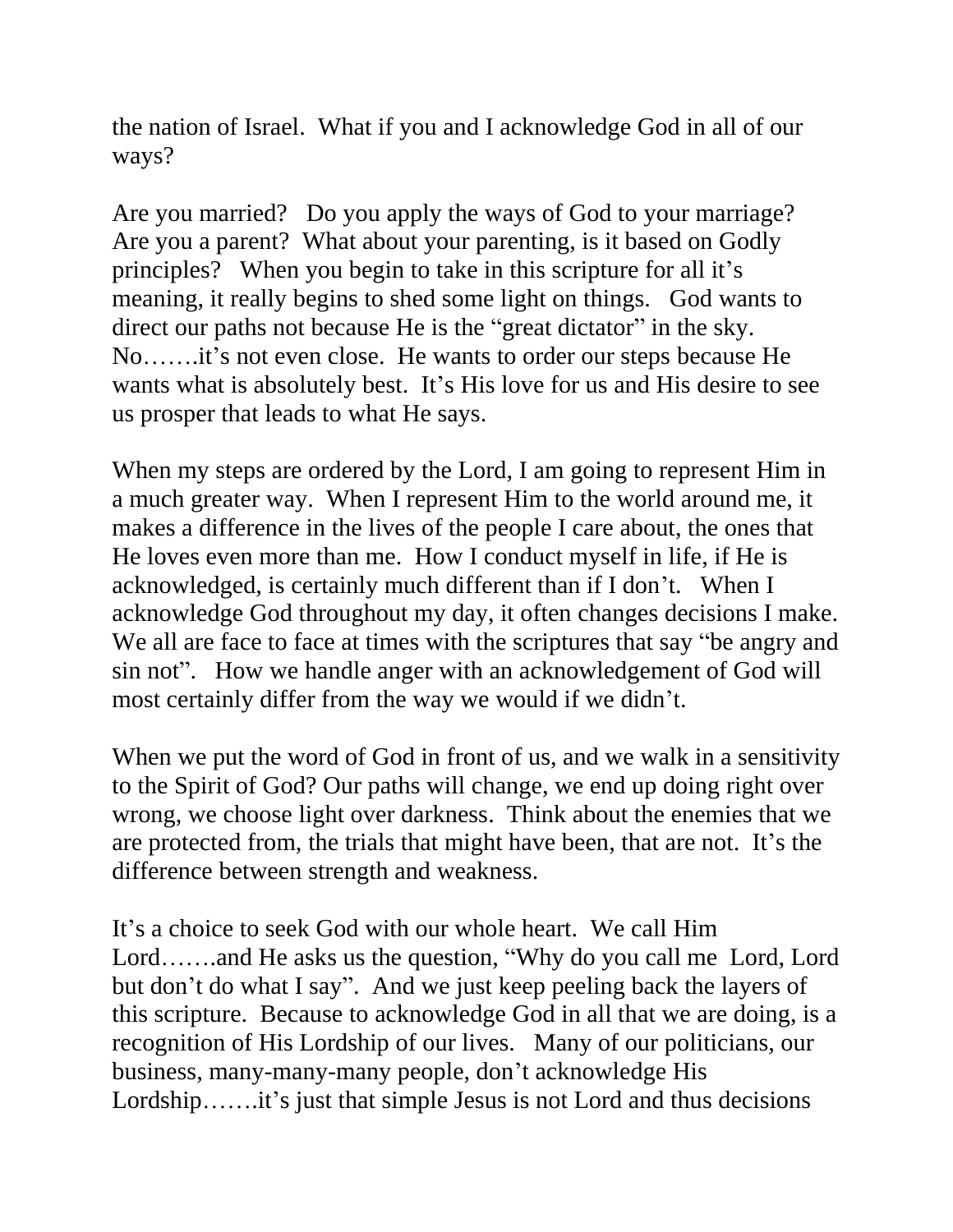the nation of Israel. What if you and I acknowledge God in all of our ways?

Are you married? Do you apply the ways of God to your marriage? Are you a parent? What about your parenting, is it based on Godly principles? When you begin to take in this scripture for all it's meaning, it really begins to shed some light on things. God wants to direct our paths not because He is the "great dictator" in the sky. No…….it's not even close. He wants to order our steps because He wants what is absolutely best. It's His love for us and His desire to see us prosper that leads to what He says.

When my steps are ordered by the Lord, I am going to represent Him in a much greater way. When I represent Him to the world around me, it makes a difference in the lives of the people I care about, the ones that He loves even more than me. How I conduct myself in life, if He is acknowledged, is certainly much different than if I don't. When I acknowledge God throughout my day, it often changes decisions I make. We all are face to face at times with the scriptures that say "be angry and sin not". How we handle anger with an acknowledgement of God will most certainly differ from the way we would if we didn't.

When we put the word of God in front of us, and we walk in a sensitivity to the Spirit of God? Our paths will change, we end up doing right over wrong, we choose light over darkness. Think about the enemies that we are protected from, the trials that might have been, that are not. It's the difference between strength and weakness.

It's a choice to seek God with our whole heart. We call Him Lord…….and He asks us the question, "Why do you call me Lord, Lord but don't do what I say". And we just keep peeling back the layers of this scripture. Because to acknowledge God in all that we are doing, is a recognition of His Lordship of our lives. Many of our politicians, our business, many-many-many people, don't acknowledge His Lordship…….it's just that simple Jesus is not Lord and thus decisions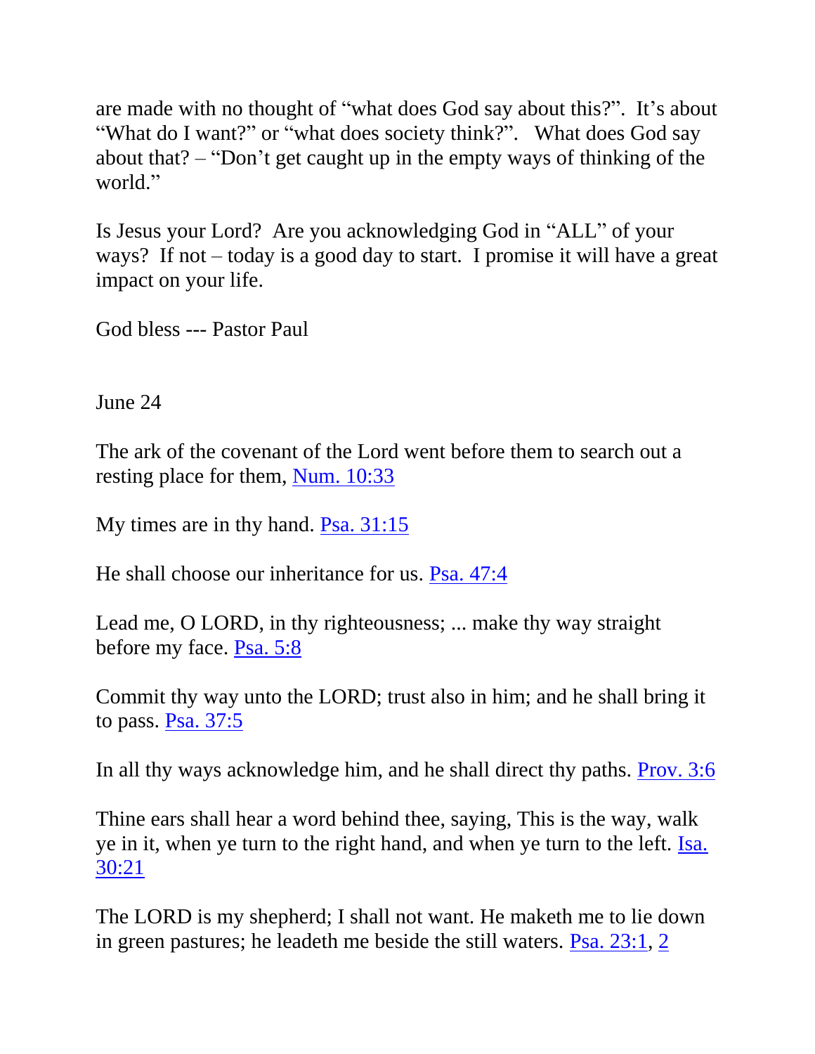are made with no thought of "what does God say about this?". It's about "What do I want?" or "what does society think?". What does God say about that? – "Don't get caught up in the empty ways of thinking of the world."

Is Jesus your Lord? Are you acknowledging God in "ALL" of your ways? If not – today is a good day to start. I promise it will have a great impact on your life.

God bless --- Pastor Paul

June 24

The ark of the covenant of the Lord went before them to search out a resting place for them, Num. 10:33

My times are in thy hand. Psa. 31:15

He shall choose our inheritance for us. Psa. 47:4

Lead me, O LORD, in thy righteousness; ... make thy way straight before my face. Psa. 5:8

Commit thy way unto the LORD; trust also in him; and he shall bring it to pass. Psa. 37:5

In all thy ways acknowledge him, and he shall direct thy paths. Prov. 3:6

Thine ears shall hear a word behind thee, saying, This is the way, walk ye in it, when ye turn to the right hand, and when ye turn to the left. Isa. 30:21

The LORD is my shepherd; I shall not want. He maketh me to lie down in green pastures; he leadeth me beside the still waters. Psa. 23:1, 2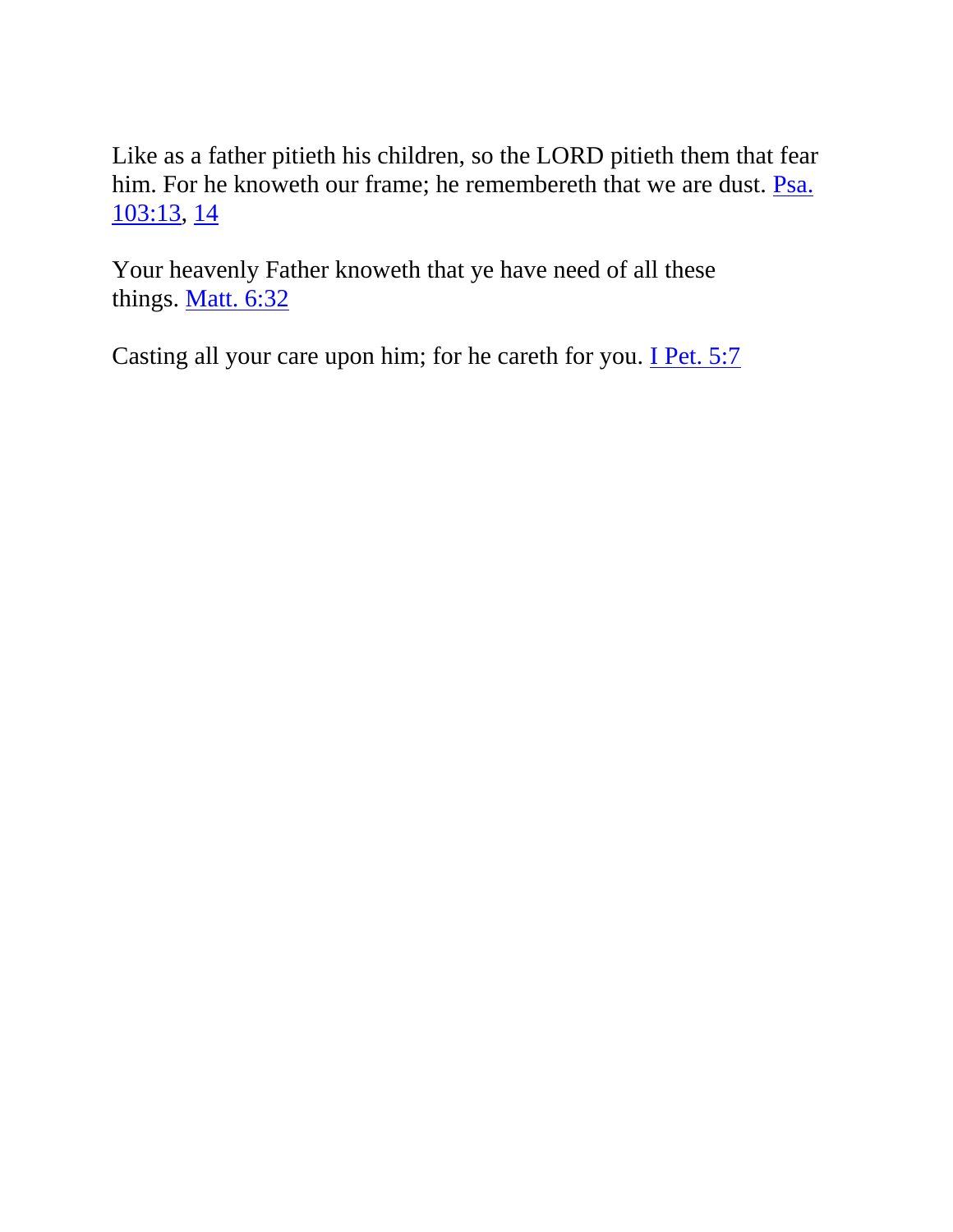Like as a father pitieth his children, so the LORD pitieth them that fear him. For he knoweth our frame; he remembereth that we are dust. Psa. 103:13, 14

Your heavenly Father knoweth that ye have need of all these things. Matt. 6:32

Casting all your care upon him; for he careth for you. I Pet. 5:7